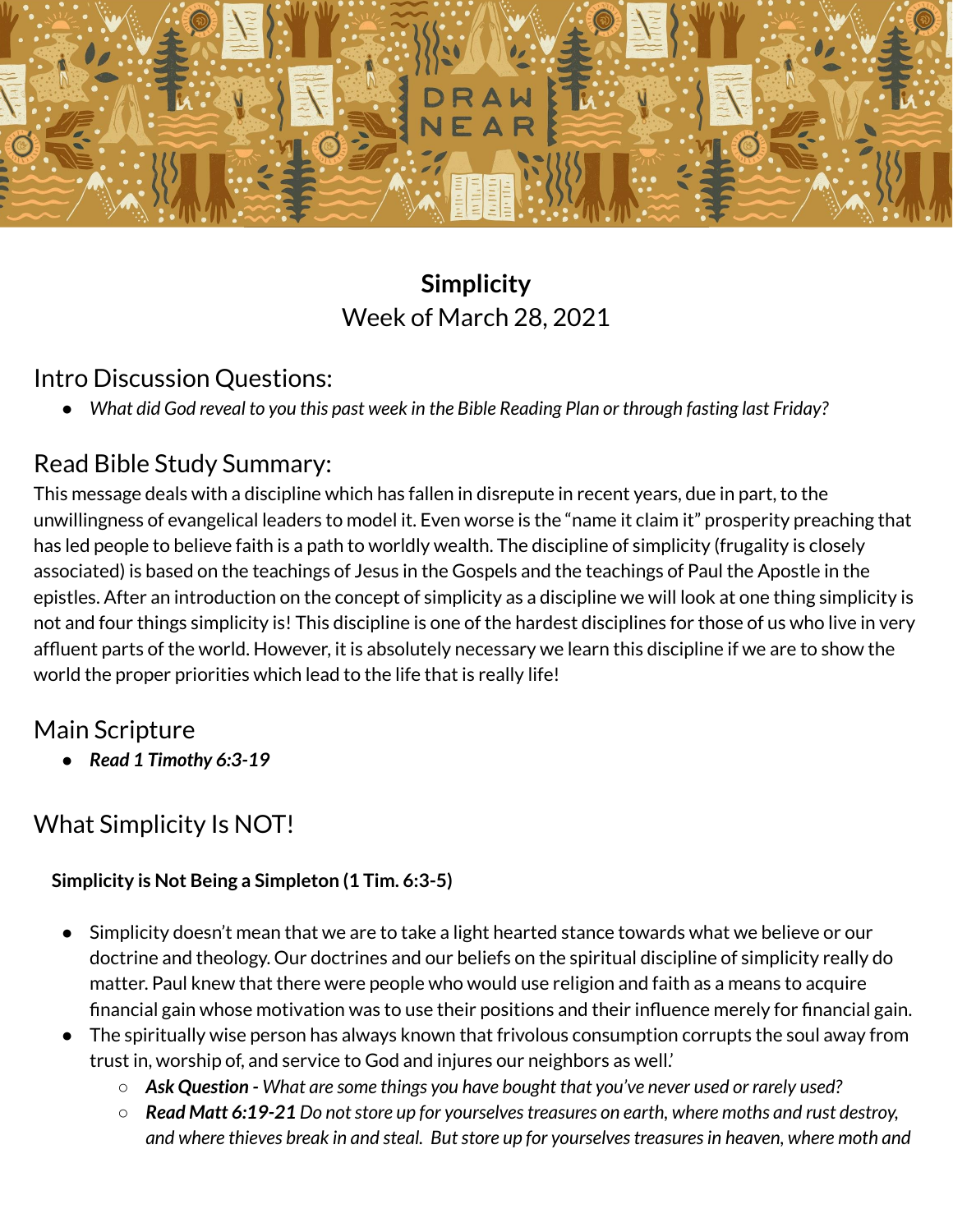# Simplicity

Week of March 28, 2021

## Intro Discussion Questions:

- *What did God reveal to you this past week in the Bible Reading Plan or through fasting last Friday?*

## Read Bible Study Summary:

This message deals with a discipline which has fallen in disrepute in recent years, due in part, to the unwillingness of evangelical leaders to model it. Even worse is the "name it claim it" prosperity preaching that has led people to believe faith is a path to worldly wealth. The discipline of simplicity (frugality is closely associated) is based on the teachings of Jesus in the Gospels and the teachings of Paul the Apostle in the epistles. After an introduction on the concept of simplicity as a discipline we will look at one thing simplicity is not and four things simplicity is! This discipline is one of the hardest disciplines for those of us who live in very affluent parts of the world. However, it is absolutely necessary we learn this discipline if we are to show the world the proper priorities which lead to the life that is really life!

## Main Scripture

- ***Read 1 Timothy 6:3-19***

## What Simplicity Is NOT!

**Simplicity is Not Being a Simpleton (1 Tim. 6:3-5)**

- Simplicity doesn't mean that we are to take a light hearted stance towards what we believe or our doctrine and theology. Our doctrines and our beliefs on the spiritual discipline of simplicity really do matter. Paul knew that there were people who would use religion and faith as a means to acquire financial gain whose motivation was to use their positions and their influence merely for financial gain.
- The spiritually wise person has always known that frivolous consumption corrupts the soul away from trust in, worship of, and service to God and injures our neighbors as well.'
  - ***Ask Question -*** *What are some things you have bought that you've never used or rarely used?*
  - ***Read Matt 6:19-21*** *Do not store up for yourselves treasures on earth, where moths and rust destroy, and where thieves break in and steal. But store up for yourselves treasures in heaven, where moth and*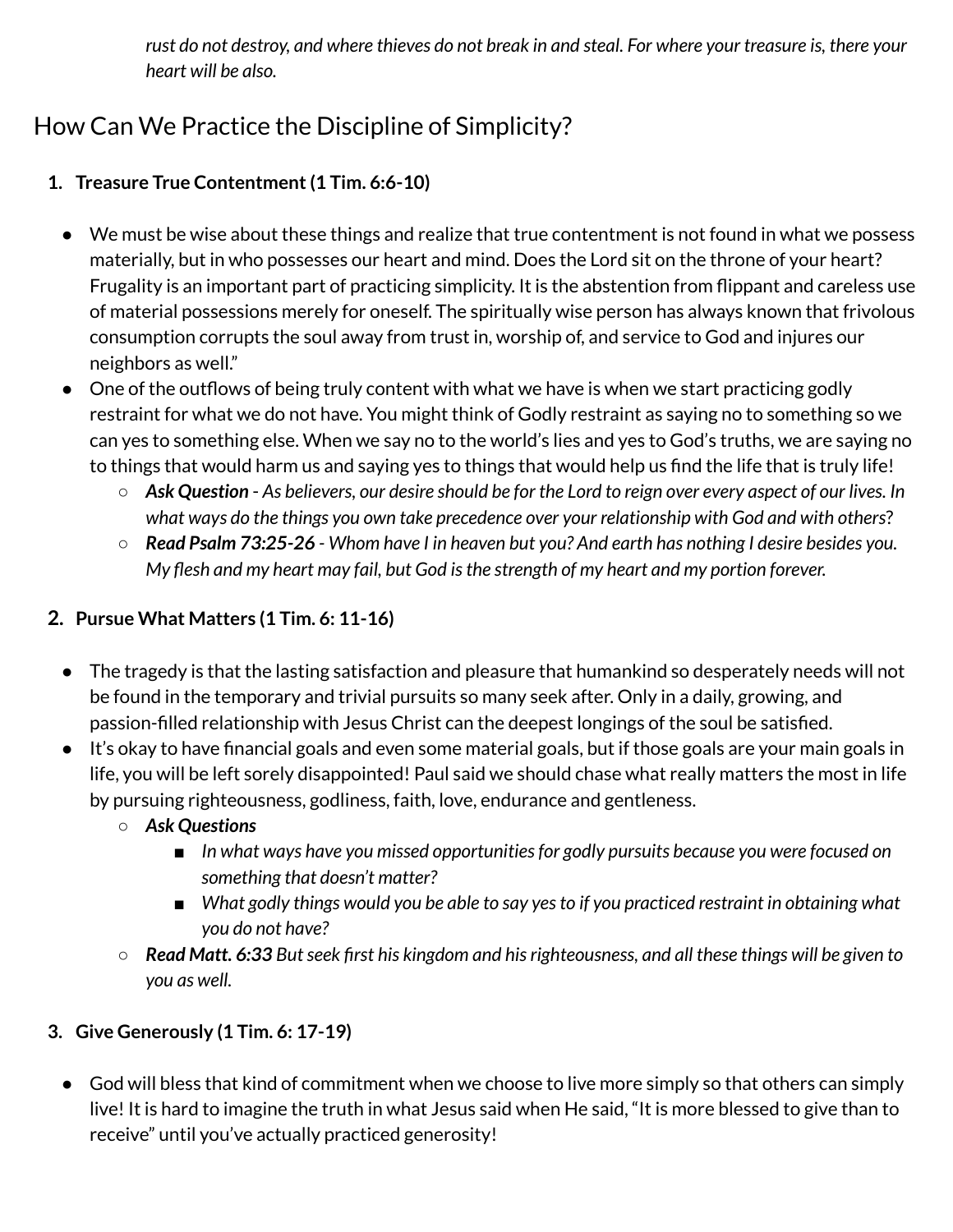*rust do not destroy, and where thieves do not break in and steal. For where your treasure is, there your heart will be also.*

## How Can We Practice the Discipline of Simplicity?

1. **Treasure True Contentment (1 Tim. 6:6-10)**

- We must be wise about these things and realize that true contentment is not found in what we possess materially, but in who possesses our heart and mind. Does the Lord sit on the throne of your heart? Frugality is an important part of practicing simplicity. It is the abstention from flippant and careless use of material possessions merely for oneself. The spiritually wise person has always known that frivolous consumption corrupts the soul away from trust in, worship of, and service to God and injures our neighbors as well."
- One of the outflows of being truly content with what we have is when we start practicing godly restraint for what we do not have. You might think of Godly restraint as saying no to something so we can yes to something else. When we say no to the world's lies and yes to God's truths, we are saying no to things that would harm us and saying yes to things that would help us find the life that is truly life!
    - ***Ask Question*** *- As believers, our desire should be for the Lord to reign over every aspect of our lives. In what ways do the things you own take precedence over your relationship with God and with others?*
    - ***Read Psalm 73:25-26*** *- Whom have I in heaven but you? And earth has nothing I desire besides you. My flesh and my heart may fail, but God is the strength of my heart and my portion forever.*

2. **Pursue What Matters (1 Tim. 6: 11-16)**

- The tragedy is that the lasting satisfaction and pleasure that humankind so desperately needs will not be found in the temporary and trivial pursuits so many seek after. Only in a daily, growing, and passion-filled relationship with Jesus Christ can the deepest longings of the soul be satisfied.
- It's okay to have financial goals and even some material goals, but if those goals are your main goals in life, you will be left sorely disappointed! Paul said we should chase what really matters the most in life by pursuing righteousness, godliness, faith, love, endurance and gentleness.
    - ***Ask Questions***
        - *In what ways have you missed opportunities for godly pursuits because you were focused on something that doesn't matter?*
        - *What godly things would you be able to say yes to if you practiced restraint in obtaining what you do not have?*
    - ***Read Matt. 6:33*** *But seek first his kingdom and his righteousness, and all these things will be given to you as well.*

3. **Give Generously (1 Tim. 6: 17-19)**

- God will bless that kind of commitment when we choose to live more simply so that others can simply live! It is hard to imagine the truth in what Jesus said when He said, "It is more blessed to give than to receive" until you've actually practiced generosity!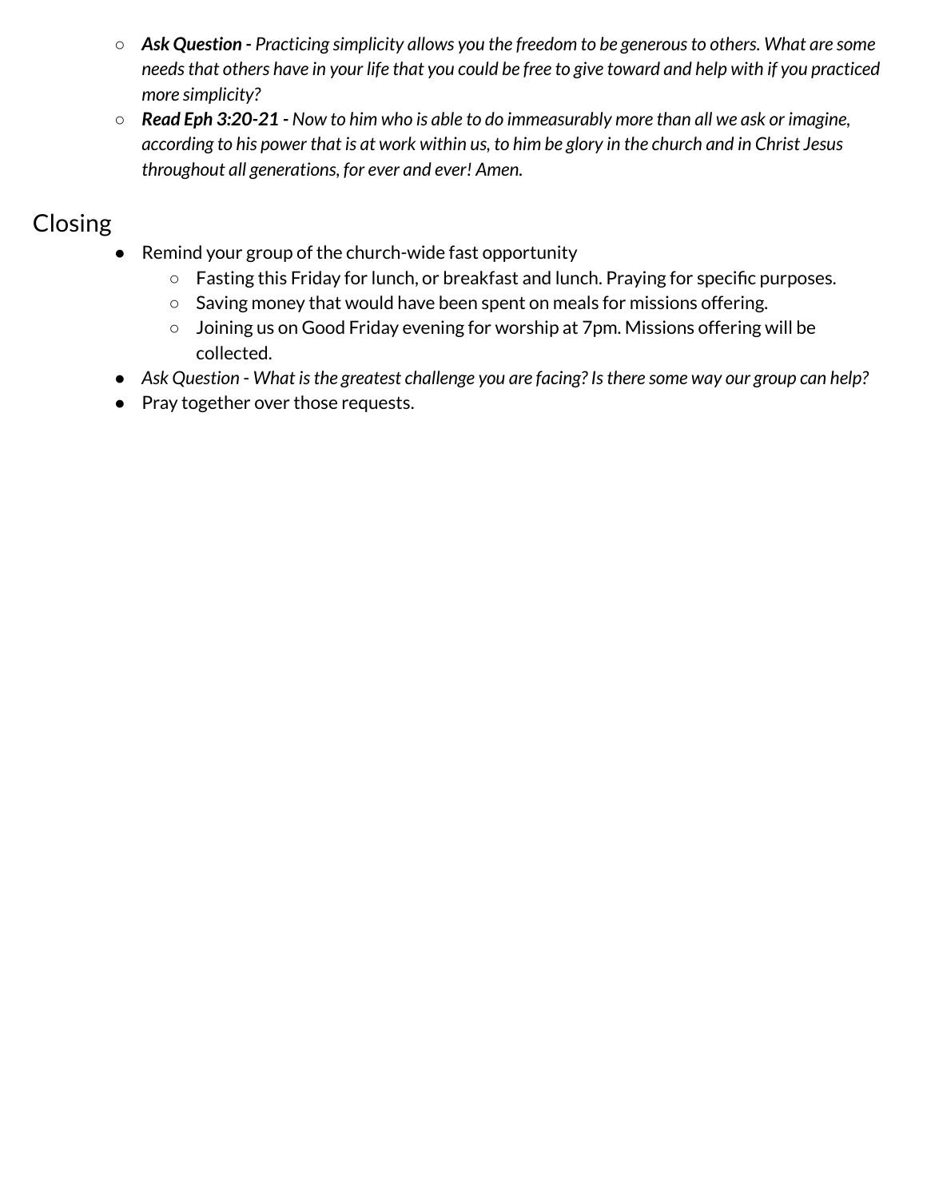- ***Ask Question -*** *Practicing simplicity allows you the freedom to be generous to others. What are some needs that others have in your life that you could be free to give toward and help with if you practiced more simplicity?*
- ***Read Eph 3:20-21 -*** *Now to him who is able to do immeasurably more than all we ask or imagine, according to his power that is at work within us, to him be glory in the church and in Christ Jesus throughout all generations, for ever and ever! Amen.*

## Closing

- Remind your group of the church-wide fast opportunity
  - Fasting this Friday for lunch, or breakfast and lunch. Praying for specific purposes.
  - Saving money that would have been spent on meals for missions offering.
  - Joining us on Good Friday evening for worship at 7pm. Missions offering will be collected.
- *Ask Question - What is the greatest challenge you are facing? Is there some way our group can help?*
- Pray together over those requests.